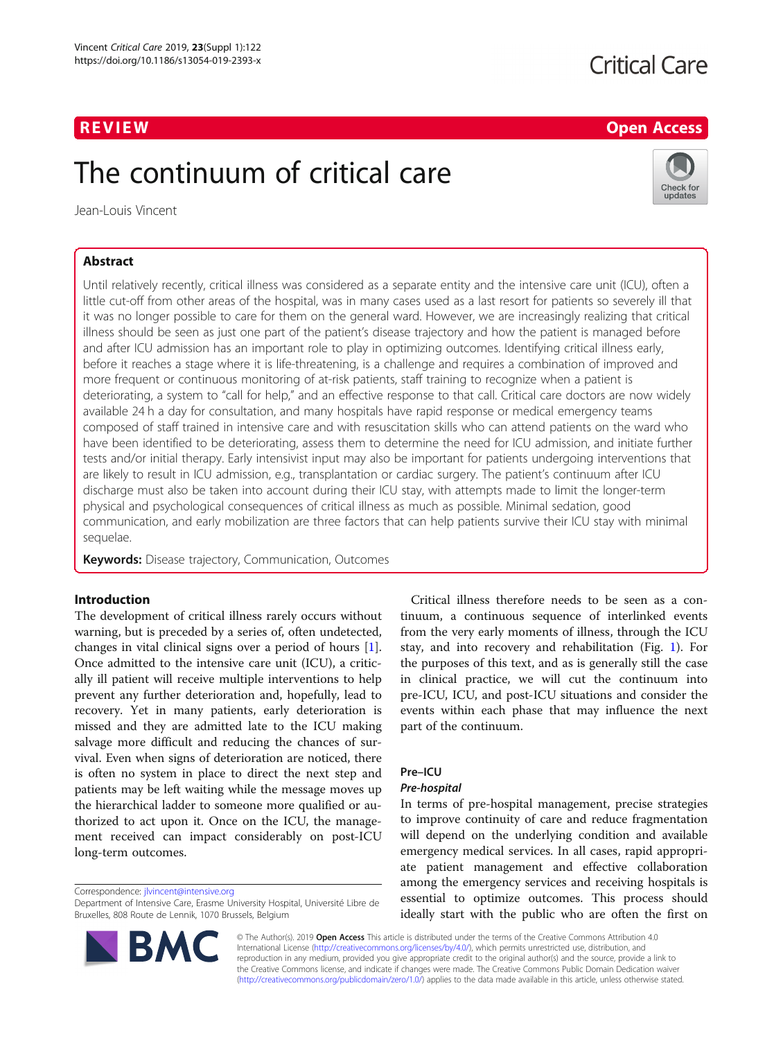REVIEW

Open Access

# The continuum of critical care

Jean-Louis Vincent

## Abstract

Until relatively recently, critical illness was considered as a separate entity and the intensive care unit (ICU), often a little cut-off from other areas of the hospital, was in many cases used as a last resort for patients so severely ill that it was no longer possible to care for them on the general ward. However, we are increasingly realizing that critical illness should be seen as just one part of the patient's disease trajectory and how the patient is managed before and after ICU admission has an important role to play in optimizing outcomes. Identifying critical illness early, before it reaches a stage where it is life-threatening, is a challenge and requires a combination of improved and more frequent or continuous monitoring of at-risk patients, staff training to recognize when a patient is deteriorating, a system to "call for help," and an effective response to that call. Critical care doctors are now widely available 24 h a day for consultation, and many hospitals have rapid response or medical emergency teams composed of staff trained in intensive care and with resuscitation skills who can attend patients on the ward who have been identified to be deteriorating, assess them to determine the need for ICU admission, and initiate further tests and/or initial therapy. Early intensivist input may also be important for patients undergoing interventions that are likely to result in ICU admission, e.g., transplantation or cardiac surgery. The patient's continuum after ICU discharge must also be taken into account during their ICU stay, with attempts made to limit the longer-term physical and psychological consequences of critical illness as much as possible. Minimal sedation, good communication, and early mobilization are three factors that can help patients survive their ICU stay with minimal sequelae.

**Keywords:** Disease trajectory, Communication, Outcomes

## Introduction

The development of critical illness rarely occurs without warning, but is preceded by a series of, often undetected, changes in vital clinical signs over a period of hours [1]. Once admitted to the intensive care unit (ICU), a critically ill patient will receive multiple interventions to help prevent any further deterioration and, hopefully, lead to recovery. Yet in many patients, early deterioration is missed and they are admitted late to the ICU making salvage more difficult and reducing the chances of survival. Even when signs of deterioration are noticed, there is often no system in place to direct the next step and patients may be left waiting while the message moves up the hierarchical ladder to someone more qualified or authorized to act upon it. Once on the ICU, the management received can impact considerably on post-ICU long-term outcomes.

Critical illness therefore needs to be seen as a continuum, a continuous sequence of interlinked events from the very early moments of illness, through the ICU stay, and into recovery and rehabilitation (Fig. 1). For the purposes of this text, and as is generally still the case in clinical practice, we will cut the continuum into pre-ICU, ICU, and post-ICU situations and consider the events within each phase that may influence the next part of the continuum.

## Pre–ICU

### Pre-hospital

In terms of pre-hospital management, precise strategies to improve continuity of care and reduce fragmentation will depend on the underlying condition and available emergency medical services. In all cases, rapid appropriate patient management and effective collaboration among the emergency services and receiving hospitals is essential to optimize outcomes. This process should ideally start with the public who are often the first on

Correspondence: jlvincent@intensive.org
Department of Intensive Care, Erasme University Hospital, Université Libre de Bruxelles, 808 Route de Lennik, 1070 Brussels, Belgium

© The Author(s). 2019 **Open Access** This article is distributed under the terms of the Creative Commons Attribution 4.0 International License (http://creativecommons.org/licenses/by/4.0/), which permits unrestricted use, distribution, and reproduction in any medium, provided you give appropriate credit to the original author(s) and the source, provide a link to the Creative Commons license, and indicate if changes were made. The Creative Commons Public Domain Dedication waiver (http://creativecommons.org/publicdomain/zero/1.0/) applies to the data made available in this article, unless otherwise stated.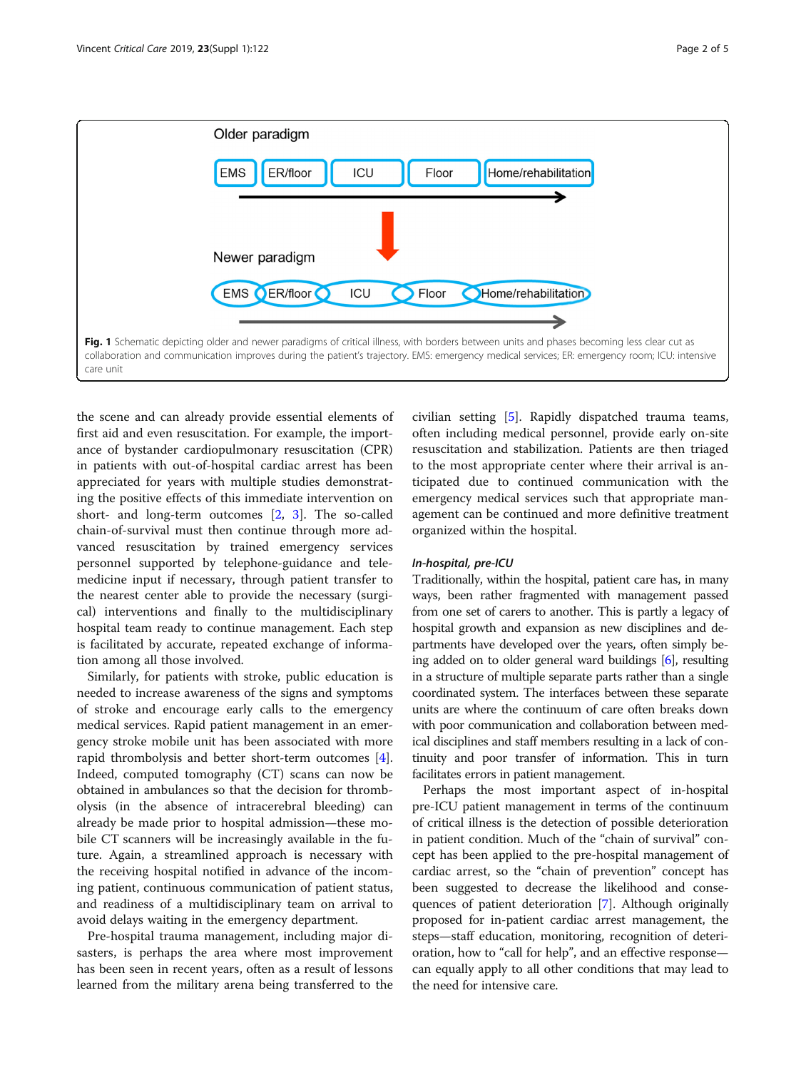Older paradigm

EMS | ER/floor | ICU | Floor | Home/rehabilitation

Newer paradigm

EMS | ER/floor | ICU | Floor | Home/rehabilitation

**Fig. 1** Schematic depicting older and newer paradigms of critical illness, with borders between units and phases becoming less clear cut as collaboration and communication improves during the patient's trajectory. EMS: emergency medical services; ER: emergency room; ICU: intensive care unit

the scene and can already provide essential elements of first aid and even resuscitation. For example, the importance of bystander cardiopulmonary resuscitation (CPR) in patients with out-of-hospital cardiac arrest has been appreciated for years with multiple studies demonstrating the positive effects of this immediate intervention on short- and long-term outcomes [2, 3]. The so-called chain-of-survival must then continue through more advanced resuscitation by trained emergency services personnel supported by telephone-guidance and telemedicine input if necessary, through patient transfer to the nearest center able to provide the necessary (surgical) interventions and finally to the multidisciplinary hospital team ready to continue management. Each step is facilitated by accurate, repeated exchange of information among all those involved.

Similarly, for patients with stroke, public education is needed to increase awareness of the signs and symptoms of stroke and encourage early calls to the emergency medical services. Rapid patient management in an emergency stroke mobile unit has been associated with more rapid thrombolysis and better short-term outcomes [4]. Indeed, computed tomography (CT) scans can now be obtained in ambulances so that the decision for thrombolysis (in the absence of intracerebral bleeding) can already be made prior to hospital admission—these mobile CT scanners will be increasingly available in the future. Again, a streamlined approach is necessary with the receiving hospital notified in advance of the incoming patient, continuous communication of patient status, and readiness of a multidisciplinary team on arrival to avoid delays waiting in the emergency department.

Pre-hospital trauma management, including major disasters, is perhaps the area where most improvement has been seen in recent years, often as a result of lessons learned from the military arena being transferred to the civilian setting [5]. Rapidly dispatched trauma teams, often including medical personnel, provide early on-site resuscitation and stabilization. Patients are then triaged to the most appropriate center where their arrival is anticipated due to continued communication with the emergency medical services such that appropriate management can be continued and more definitive treatment organized within the hospital.

#### *In-hospital, pre-ICU*

Traditionally, within the hospital, patient care has, in many ways, been rather fragmented with management passed from one set of carers to another. This is partly a legacy of hospital growth and expansion as new disciplines and departments have developed over the years, often simply being added on to older general ward buildings [6], resulting in a structure of multiple separate parts rather than a single coordinated system. The interfaces between these separate units are where the continuum of care often breaks down with poor communication and collaboration between medical disciplines and staff members resulting in a lack of continuity and poor transfer of information. This in turn facilitates errors in patient management.

Perhaps the most important aspect of in-hospital pre-ICU patient management in terms of the continuum of critical illness is the detection of possible deterioration in patient condition. Much of the "chain of survival" concept has been applied to the pre-hospital management of cardiac arrest, so the "chain of prevention" concept has been suggested to decrease the likelihood and consequences of patient deterioration [7]. Although originally proposed for in-patient cardiac arrest management, the steps—staff education, monitoring, recognition of deterioration, how to "call for help", and an effective response—can equally apply to all other conditions that may lead to the need for intensive care.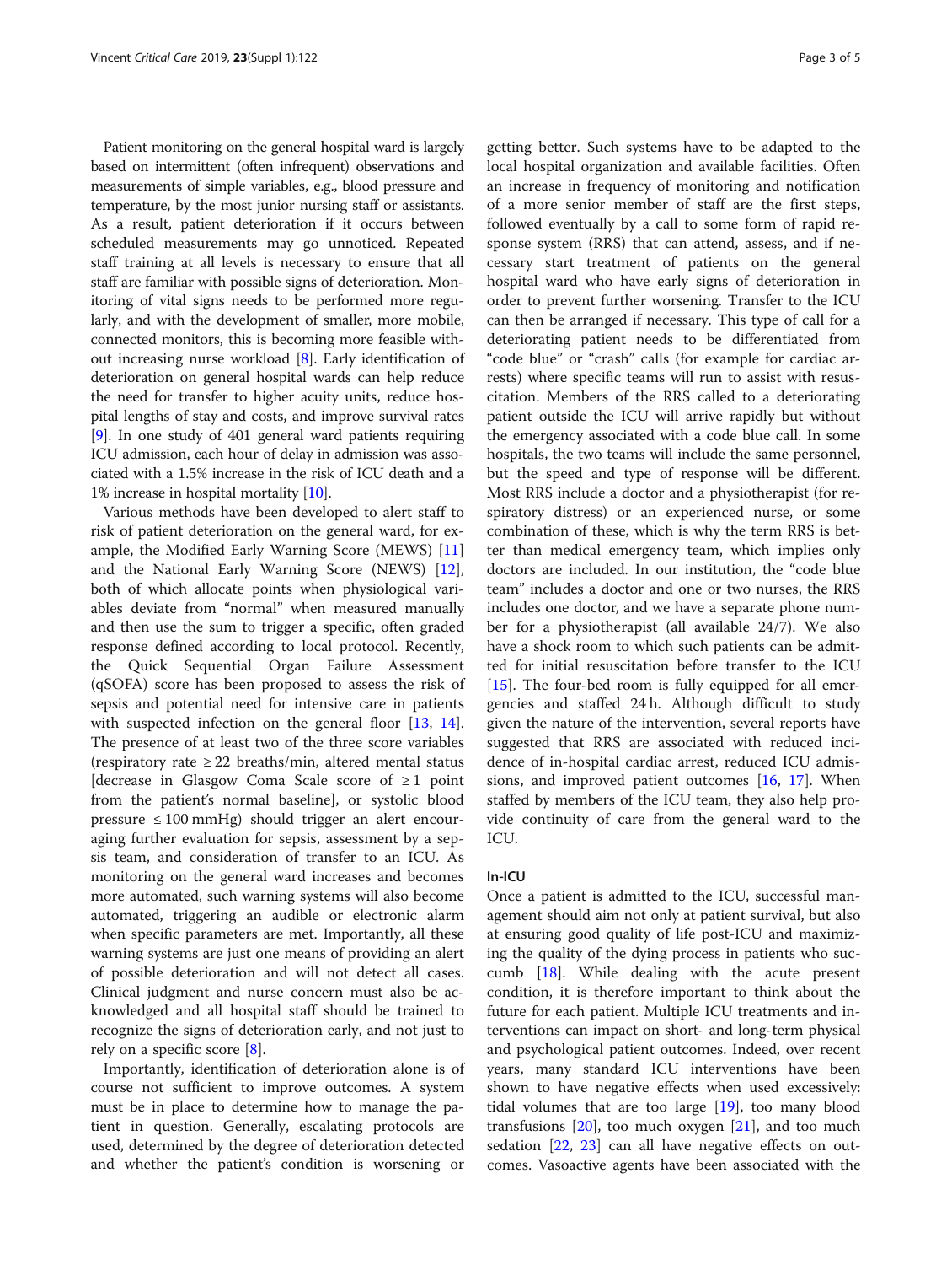Patient monitoring on the general hospital ward is largely based on intermittent (often infrequent) observations and measurements of simple variables, e.g., blood pressure and temperature, by the most junior nursing staff or assistants. As a result, patient deterioration if it occurs between scheduled measurements may go unnoticed. Repeated staff training at all levels is necessary to ensure that all staff are familiar with possible signs of deterioration. Monitoring of vital signs needs to be performed more regularly, and with the development of smaller, more mobile, connected monitors, this is becoming more feasible without increasing nurse workload [8]. Early identification of deterioration on general hospital wards can help reduce the need for transfer to higher acuity units, reduce hospital lengths of stay and costs, and improve survival rates [9]. In one study of 401 general ward patients requiring ICU admission, each hour of delay in admission was associated with a 1.5% increase in the risk of ICU death and a 1% increase in hospital mortality [10].

Various methods have been developed to alert staff to risk of patient deterioration on the general ward, for example, the Modified Early Warning Score (MEWS) [11] and the National Early Warning Score (NEWS) [12], both of which allocate points when physiological variables deviate from "normal" when measured manually and then use the sum to trigger a specific, often graded response defined according to local protocol. Recently, the Quick Sequential Organ Failure Assessment (qSOFA) score has been proposed to assess the risk of sepsis and potential need for intensive care in patients with suspected infection on the general floor [13, 14]. The presence of at least two of the three score variables (respiratory rate ≥ 22 breaths/min, altered mental status [decrease in Glasgow Coma Scale score of ≥ 1 point from the patient's normal baseline], or systolic blood pressure ≤ 100 mmHg) should trigger an alert encouraging further evaluation for sepsis, assessment by a sepsis team, and consideration of transfer to an ICU. As monitoring on the general ward increases and becomes more automated, such warning systems will also become automated, triggering an audible or electronic alarm when specific parameters are met. Importantly, all these warning systems are just one means of providing an alert of possible deterioration and will not detect all cases. Clinical judgment and nurse concern must also be acknowledged and all hospital staff should be trained to recognize the signs of deterioration early, and not just to rely on a specific score [8].

Importantly, identification of deterioration alone is of course not sufficient to improve outcomes. A system must be in place to determine how to manage the patient in question. Generally, escalating protocols are used, determined by the degree of deterioration detected and whether the patient's condition is worsening or getting better. Such systems have to be adapted to the local hospital organization and available facilities. Often an increase in frequency of monitoring and notification of a more senior member of staff are the first steps, followed eventually by a call to some form of rapid response system (RRS) that can attend, assess, and if necessary start treatment of patients on the general hospital ward who have early signs of deterioration in order to prevent further worsening. Transfer to the ICU can then be arranged if necessary. This type of call for a deteriorating patient needs to be differentiated from "code blue" or "crash" calls (for example for cardiac arrests) where specific teams will run to assist with resuscitation. Members of the RRS called to a deteriorating patient outside the ICU will arrive rapidly but without the emergency associated with a code blue call. In some hospitals, the two teams will include the same personnel, but the speed and type of response will be different. Most RRS include a doctor and a physiotherapist (for respiratory distress) or an experienced nurse, or some combination of these, which is why the term RRS is better than medical emergency team, which implies only doctors are included. In our institution, the "code blue team" includes a doctor and one or two nurses, the RRS includes one doctor, and we have a separate phone number for a physiotherapist (all available 24/7). We also have a shock room to which such patients can be admitted for initial resuscitation before transfer to the ICU [15]. The four-bed room is fully equipped for all emergencies and staffed 24 h. Although difficult to study given the nature of the intervention, several reports have suggested that RRS are associated with reduced incidence of in-hospital cardiac arrest, reduced ICU admissions, and improved patient outcomes [16, 17]. When staffed by members of the ICU team, they also help provide continuity of care from the general ward to the ICU.

## In-ICU

Once a patient is admitted to the ICU, successful management should aim not only at patient survival, but also at ensuring good quality of life post-ICU and maximizing the quality of the dying process in patients who succumb [18]. While dealing with the acute present condition, it is therefore important to think about the future for each patient. Multiple ICU treatments and interventions can impact on short- and long-term physical and psychological patient outcomes. Indeed, over recent years, many standard ICU interventions have been shown to have negative effects when used excessively: tidal volumes that are too large [19], too many blood transfusions [20], too much oxygen [21], and too much sedation [22, 23] can all have negative effects on outcomes. Vasoactive agents have been associated with the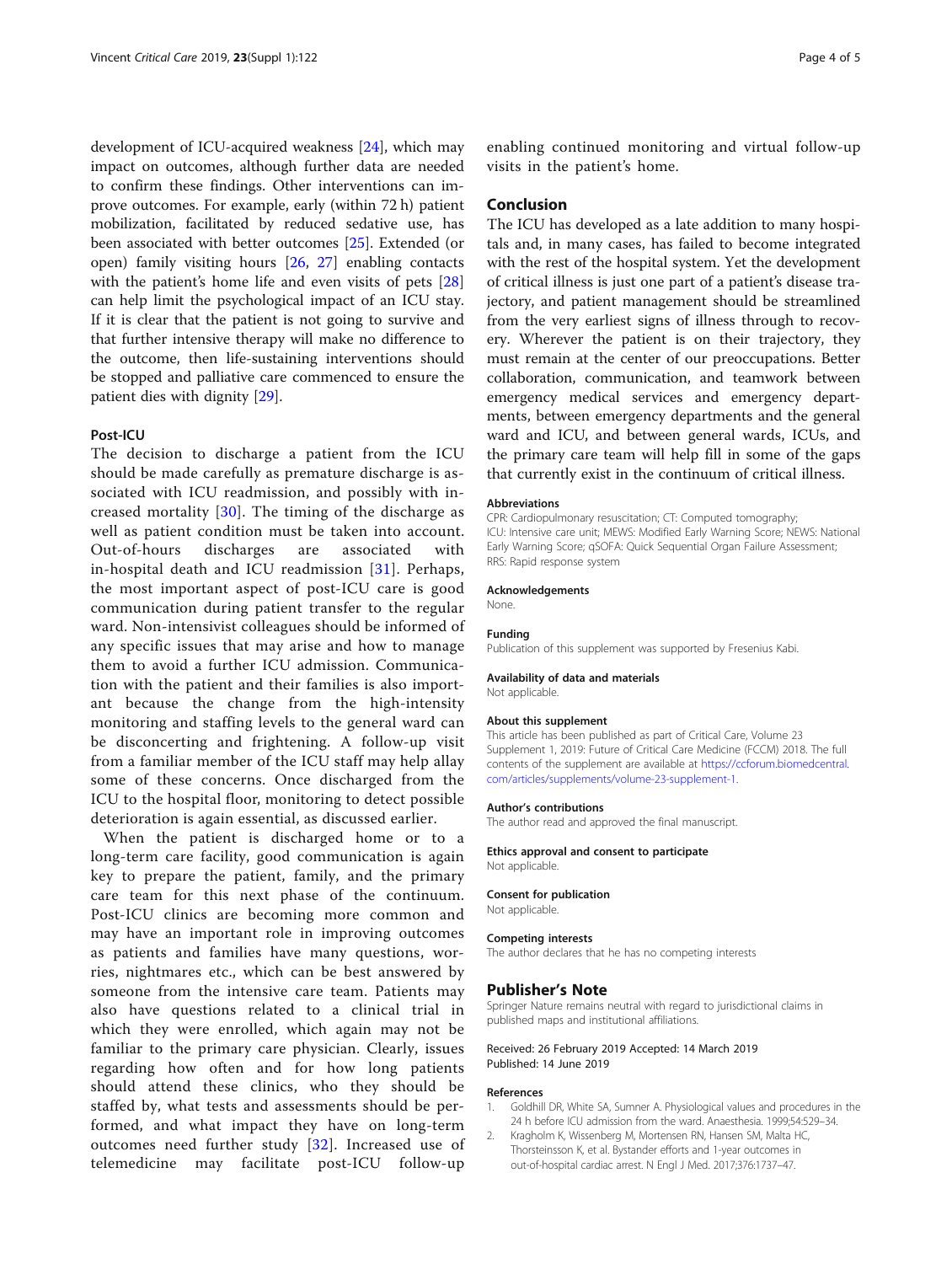development of ICU-acquired weakness [24], which may impact on outcomes, although further data are needed to confirm these findings. Other interventions can improve outcomes. For example, early (within 72 h) patient mobilization, facilitated by reduced sedative use, has been associated with better outcomes [25]. Extended (or open) family visiting hours [26, 27] enabling contacts with the patient's home life and even visits of pets [28] can help limit the psychological impact of an ICU stay. If it is clear that the patient is not going to survive and that further intensive therapy will make no difference to the outcome, then life-sustaining interventions should be stopped and palliative care commenced to ensure the patient dies with dignity [29].

### Post-ICU

The decision to discharge a patient from the ICU should be made carefully as premature discharge is associated with ICU readmission, and possibly with increased mortality [30]. The timing of the discharge as well as patient condition must be taken into account. Out-of-hours discharges are associated with in-hospital death and ICU readmission [31]. Perhaps, the most important aspect of post-ICU care is good communication during patient transfer to the regular ward. Non-intensivist colleagues should be informed of any specific issues that may arise and how to manage them to avoid a further ICU admission. Communication with the patient and their families is also important because the change from the high-intensity monitoring and staffing levels to the general ward can be disconcerting and frightening. A follow-up visit from a familiar member of the ICU staff may help allay some of these concerns. Once discharged from the ICU to the hospital floor, monitoring to detect possible deterioration is again essential, as discussed earlier.

When the patient is discharged home or to a long-term care facility, good communication is again key to prepare the patient, family, and the primary care team for this next phase of the continuum. Post-ICU clinics are becoming more common and may have an important role in improving outcomes as patients and families have many questions, worries, nightmares etc., which can be best answered by someone from the intensive care team. Patients may also have questions related to a clinical trial in which they were enrolled, which again may not be familiar to the primary care physician. Clearly, issues regarding how often and for how long patients should attend these clinics, who they should be staffed by, what tests and assessments should be performed, and what impact they have on long-term outcomes need further study [32]. Increased use of telemedicine may facilitate post-ICU follow-up enabling continued monitoring and virtual follow-up visits in the patient's home.

## Conclusion

The ICU has developed as a late addition to many hospitals and, in many cases, has failed to become integrated with the rest of the hospital system. Yet the development of critical illness is just one part of a patient's disease trajectory, and patient management should be streamlined from the very earliest signs of illness through to recovery. Wherever the patient is on their trajectory, they must remain at the center of our preoccupations. Better collaboration, communication, and teamwork between emergency medical services and emergency departments, between emergency departments and the general ward and ICU, and between general wards, ICUs, and the primary care team will help fill in some of the gaps that currently exist in the continuum of critical illness.

#### Abbreviations

CPR: Cardiopulmonary resuscitation; CT: Computed tomography; ICU: Intensive care unit; MEWS: Modified Early Warning Score; NEWS: National Early Warning Score; qSOFA: Quick Sequential Organ Failure Assessment; RRS: Rapid response system

#### Acknowledgements

None.

#### Funding

Publication of this supplement was supported by Fresenius Kabi.

#### Availability of data and materials

Not applicable.

#### About this supplement

This article has been published as part of Critical Care, Volume 23 Supplement 1, 2019: Future of Critical Care Medicine (FCCM) 2018. The full contents of the supplement are available at https://ccforum.biomedcentral.com/articles/supplements/volume-23-supplement-1.

#### Author's contributions

The author read and approved the final manuscript.

#### Ethics approval and consent to participate

Not applicable.

#### Consent for publication

Not applicable.

#### Competing interests

The author declares that he has no competing interests

## Publisher's Note

Springer Nature remains neutral with regard to jurisdictional claims in published maps and institutional affiliations.

Received: 26 February 2019 Accepted: 14 March 2019
Published: 14 June 2019

#### References

1. Goldhill DR, White SA, Sumner A. Physiological values and procedures in the 24 h before ICU admission from the ward. Anaesthesia. 1999;54:529–34.
2. Kragholm K, Wissenberg M, Mortensen RN, Hansen SM, Malta HC, Thorsteinsson K, et al. Bystander efforts and 1-year outcomes in out-of-hospital cardiac arrest. N Engl J Med. 2017;376:1737–47.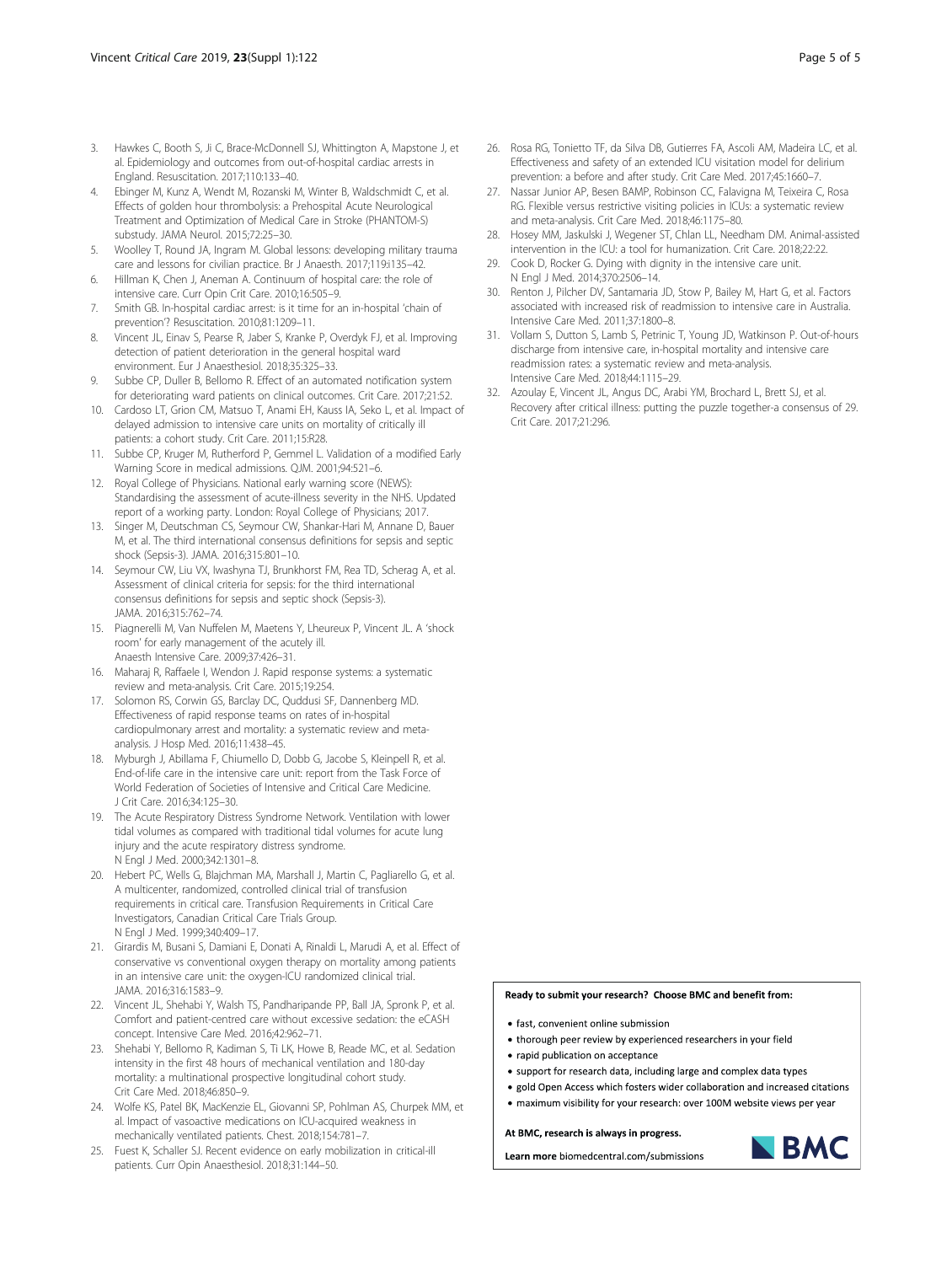3. Hawkes C, Booth S, Ji C, Brace-McDonnell SJ, Whittington A, Mapstone J, et al. Epidemiology and outcomes from out-of-hospital cardiac arrests in England. Resuscitation. 2017;110:133–40.
4. Ebinger M, Kunz A, Wendt M, Rozanski M, Winter B, Waldschmidt C, et al. Effects of golden hour thrombolysis: a Prehospital Acute Neurological Treatment and Optimization of Medical Care in Stroke (PHANTOM-S) substudy. JAMA Neurol. 2015;72:25–30.
5. Woolley T, Round JA, Ingram M. Global lessons: developing military trauma care and lessons for civilian practice. Br J Anaesth. 2017;119:i135–42.
6. Hillman K, Chen J, Aneman A. Continuum of hospital care: the role of intensive care. Curr Opin Crit Care. 2010;16:505–9.
7. Smith GB. In-hospital cardiac arrest: is it time for an in-hospital 'chain of prevention'? Resuscitation. 2010;81:1209–11.
8. Vincent JL, Einav S, Pearse R, Jaber S, Kranke P, Overdyk FJ, et al. Improving detection of patient deterioration in the general hospital ward environment. Eur J Anaesthesiol. 2018;35:325–33.
9. Subbe CP, Duller B, Bellomo R. Effect of an automated notification system for deteriorating ward patients on clinical outcomes. Crit Care. 2017;21:52.
10. Cardoso LT, Grion CM, Matsuo T, Anami EH, Kauss IA, Seko L, et al. Impact of delayed admission to intensive care units on mortality of critically ill patients: a cohort study. Crit Care. 2011;15:R28.
11. Subbe CP, Kruger M, Rutherford P, Gemmel L. Validation of a modified Early Warning Score in medical admissions. QJM. 2001;94:521–6.
12. Royal College of Physicians. National early warning score (NEWS): Standardising the assessment of acute-illness severity in the NHS. Updated report of a working party. London: Royal College of Physicians; 2017.
13. Singer M, Deutschman CS, Seymour CW, Shankar-Hari M, Annane D, Bauer M, et al. The third international consensus definitions for sepsis and septic shock (Sepsis-3). JAMA. 2016;315:801–10.
14. Seymour CW, Liu VX, Iwashyna TJ, Brunkhorst FM, Rea TD, Scherag A, et al. Assessment of clinical criteria for sepsis: for the third international consensus definitions for sepsis and septic shock (Sepsis-3). JAMA. 2016;315:762–74.
15. Piagnerelli M, Van Nuffelen M, Maetens Y, Lheureux P, Vincent JL. A 'shock room' for early management of the acutely ill. Anaesth Intensive Care. 2009;37:426–31.
16. Maharaj R, Raffaele I, Wendon J. Rapid response systems: a systematic review and meta-analysis. Crit Care. 2015;19:254.
17. Solomon RS, Corwin GS, Barclay DC, Quddusi SF, Dannenberg MD. Effectiveness of rapid response teams on rates of in-hospital cardiopulmonary arrest and mortality: a systematic review and meta-analysis. J Hosp Med. 2016;11:438–45.
18. Myburgh J, Abillama F, Chiumello D, Dobb G, Jacobe S, Kleinpell R, et al. End-of-life care in the intensive care unit: report from the Task Force of World Federation of Societies of Intensive and Critical Care Medicine. J Crit Care. 2016;34:125–30.
19. The Acute Respiratory Distress Syndrome Network. Ventilation with lower tidal volumes as compared with traditional tidal volumes for acute lung injury and the acute respiratory distress syndrome. N Engl J Med. 2000;342:1301–8.
20. Hebert PC, Wells G, Blajchman MA, Marshall J, Martin C, Pagliarello G, et al. A multicenter, randomized, controlled clinical trial of transfusion requirements in critical care. Transfusion Requirements in Critical Care Investigators, Canadian Critical Care Trials Group. N Engl J Med. 1999;340:409–17.
21. Girardis M, Busani S, Damiani E, Donati A, Rinaldi L, Marudi A, et al. Effect of conservative vs conventional oxygen therapy on mortality among patients in an intensive care unit: the oxygen-ICU randomized clinical trial. JAMA. 2016;316:1583–9.
22. Vincent JL, Shehabi Y, Walsh TS, Pandharipande PP, Ball JA, Spronk P, et al. Comfort and patient-centred care without excessive sedation: the eCASH concept. Intensive Care Med. 2016;42:962–71.
23. Shehabi Y, Bellomo R, Kadiman S, Ti LK, Howe B, Reade MC, et al. Sedation intensity in the first 48 hours of mechanical ventilation and 180-day mortality: a multinational prospective longitudinal cohort study. Crit Care Med. 2018;46:850–9.
24. Wolfe KS, Patel BK, MacKenzie EL, Giovanni SP, Pohlman AS, Churpek MM, et al. Impact of vasoactive medications on ICU-acquired weakness in mechanically ventilated patients. Chest. 2018;154:781–7.
25. Fuest K, Schaller SJ. Recent evidence on early mobilization in critical-ill patients. Curr Opin Anaesthesiol. 2018;31:144–50.
26. Rosa RG, Tonietto TF, da Silva DB, Gutierres FA, Ascoli AM, Madeira LC, et al. Effectiveness and safety of an extended ICU visitation model for delirium prevention: a before and after study. Crit Care Med. 2017;45:1660–7.
27. Nassar Junior AP, Besen BAMP, Robinson CC, Falavigna M, Teixeira C, Rosa RG. Flexible versus restrictive visiting policies in ICUs: a systematic review and meta-analysis. Crit Care Med. 2018;46:1175–80.
28. Hosey MM, Jaskulski J, Wegener ST, Chlan LL, Needham DM. Animal-assisted intervention in the ICU: a tool for humanization. Crit Care. 2018;22:22.
29. Cook D, Rocker G. Dying with dignity in the intensive care unit. N Engl J Med. 2014;370:2506–14.
30. Renton J, Pilcher DV, Santamaria JD, Stow P, Bailey M, Hart G, et al. Factors associated with increased risk of readmission to intensive care in Australia. Intensive Care Med. 2011;37:1800–8.
31. Vollam S, Dutton S, Lamb S, Petrinic T, Young JD, Watkinson P. Out-of-hours discharge from intensive care, in-hospital mortality and intensive care readmission rates: a systematic review and meta-analysis. Intensive Care Med. 2018;44:1115–29.
32. Azoulay E, Vincent JL, Angus DC, Arabi YM, Brochard L, Brett SJ, et al. Recovery after critical illness: putting the puzzle together-a consensus of 29. Crit Care. 2017;21:296.

**Ready to submit your research? Choose BMC and benefit from:**

- fast, convenient online submission
- thorough peer review by experienced researchers in your field
- rapid publication on acceptance
- support for research data, including large and complex data types
- gold Open Access which fosters wider collaboration and increased citations
- maximum visibility for your research: over 100M website views per year

**At BMC, research is always in progress.**

**Learn more** biomedcentral.com/submissions

BMC